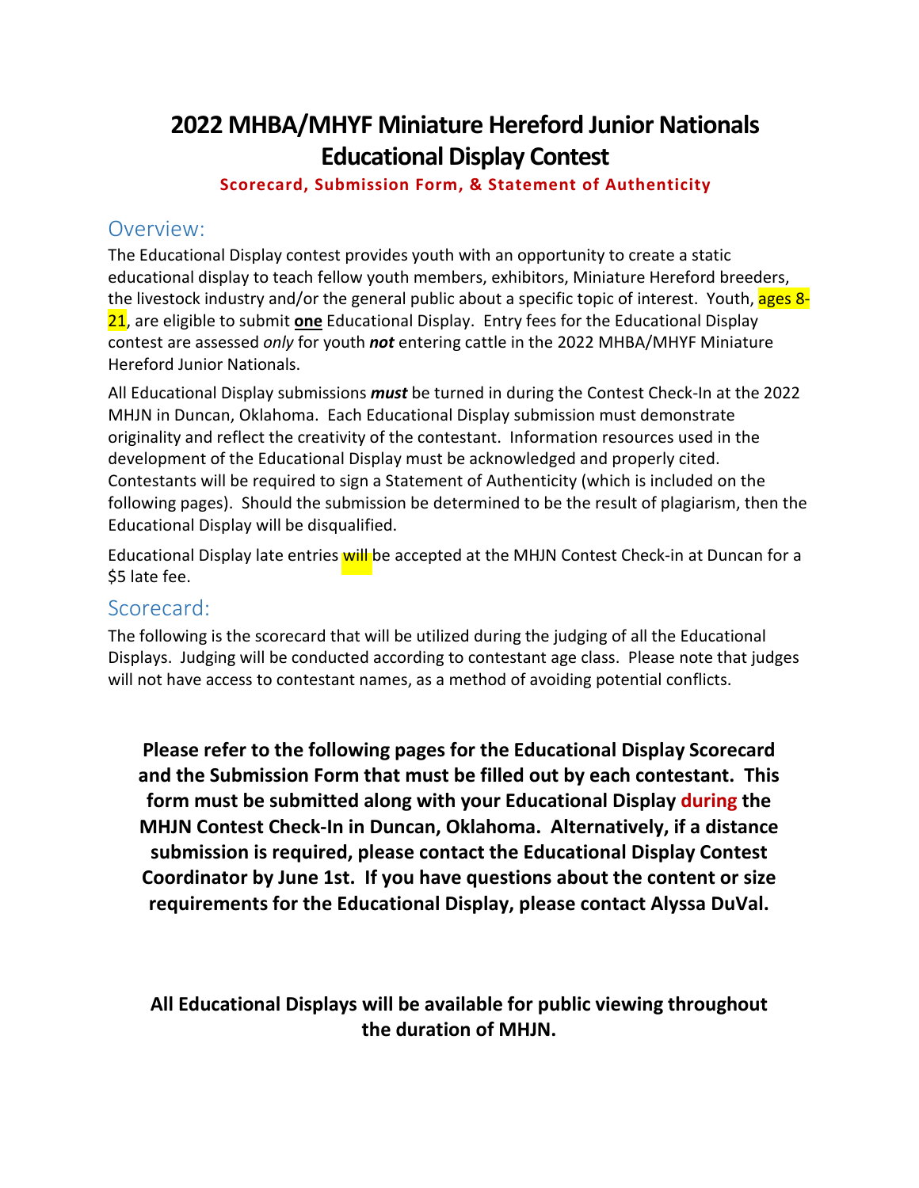# 2022 MHBA/MHYF Miniature Hereford Junior Nationals Educational Display Contest

**Scorecard, Submission Form, & Statement of Authenticity**

## Overview:

The Educational Display contest provides youth with an opportunity to create a static educational display to teach fellow youth members, exhibitors, Miniature Hereford breeders, the livestock industry and/or the general public about a specific topic of interest. Youth, ages 8-21, are eligible to submit **one** Educational Display. Entry fees for the Educational Display contest are assessed *only* for youth ***not*** entering cattle in the 2022 MHBA/MHYF Miniature Hereford Junior Nationals.

All Educational Display submissions ***must*** be turned in during the Contest Check-In at the 2022 MHJN in Duncan, Oklahoma. Each Educational Display submission must demonstrate originality and reflect the creativity of the contestant. Information resources used in the development of the Educational Display must be acknowledged and properly cited. Contestants will be required to sign a Statement of Authenticity (which is included on the following pages). Should the submission be determined to be the result of plagiarism, then the Educational Display will be disqualified.

Educational Display late entries will be accepted at the MHJN Contest Check-in at Duncan for a $5 late fee.

## Scorecard:

The following is the scorecard that will be utilized during the judging of all the Educational Displays. Judging will be conducted according to contestant age class. Please note that judges will not have access to contestant names, as a method of avoiding potential conflicts.

**Please refer to the following pages for the Educational Display Scorecard and the Submission Form that must be filled out by each contestant. This form must be submitted along with your Educational Display during the MHJN Contest Check-In in Duncan, Oklahoma. Alternatively, if a distance submission is required, please contact the Educational Display Contest Coordinator by June 1st. If you have questions about the content or size requirements for the Educational Display, please contact Alyssa DuVal.**

**All Educational Displays will be available for public viewing throughout the duration of MHJN.**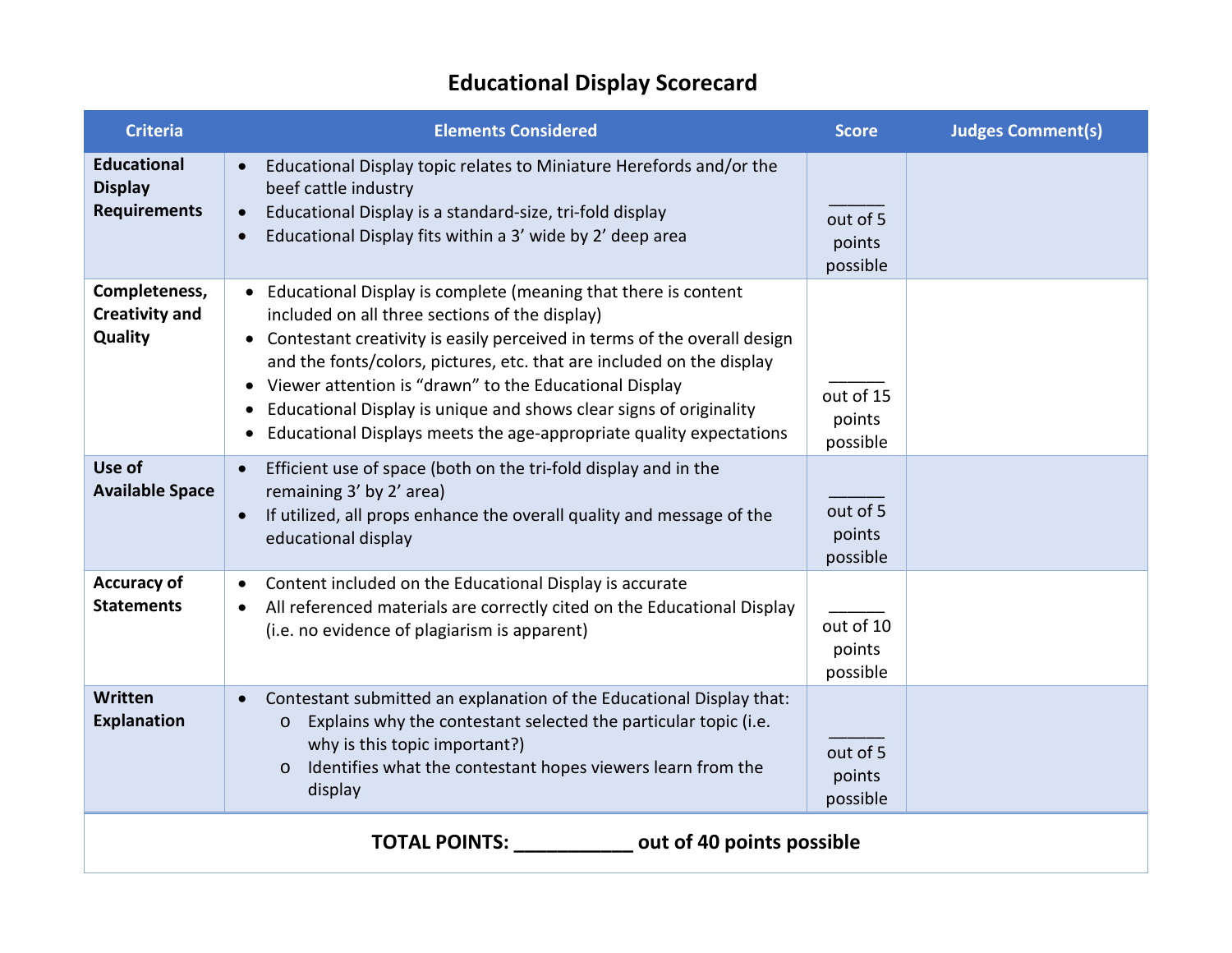# Educational Display Scorecard

| Criteria | Elements Considered | Score | Judges Comment(s) |
|---|---|---|---|
| **Educational Display Requirements** | • Educational Display topic relates to Miniature Herefords and/or the beef cattle industry<br>• Educational Display is a standard-size, tri-fold display<br>• Educational Display fits within a 3' wide by 2' deep area | ______ out of 5 points possible | |
| **Completeness, Creativity and Quality** | • Educational Display is complete (meaning that there is content included on all three sections of the display)<br>• Contestant creativity is easily perceived in terms of the overall design and the fonts/colors, pictures, etc. that are included on the display<br>• Viewer attention is "drawn" to the Educational Display<br>• Educational Display is unique and shows clear signs of originality<br>• Educational Displays meets the age-appropriate quality expectations | ______ out of 15 points possible | |
| **Use of Available Space** | • Efficient use of space (both on the tri-fold display and in the remaining 3' by 2' area)<br>• If utilized, all props enhance the overall quality and message of the educational display | ______ out of 5 points possible | |
| **Accuracy of Statements** | • Content included on the Educational Display is accurate<br>• All referenced materials are correctly cited on the Educational Display (i.e. no evidence of plagiarism is apparent) | ______ out of 10 points possible | |
| **Written Explanation** | • Contestant submitted an explanation of the Educational Display that:<br>&nbsp;&nbsp;&nbsp;&nbsp;o Explains why the contestant selected the particular topic (i.e. why is this topic important?)<br>&nbsp;&nbsp;&nbsp;&nbsp;o Identifies what the contestant hopes viewers learn from the display | ______ out of 5 points possible | |

**TOTAL POINTS: ___________ out of 40 points possible**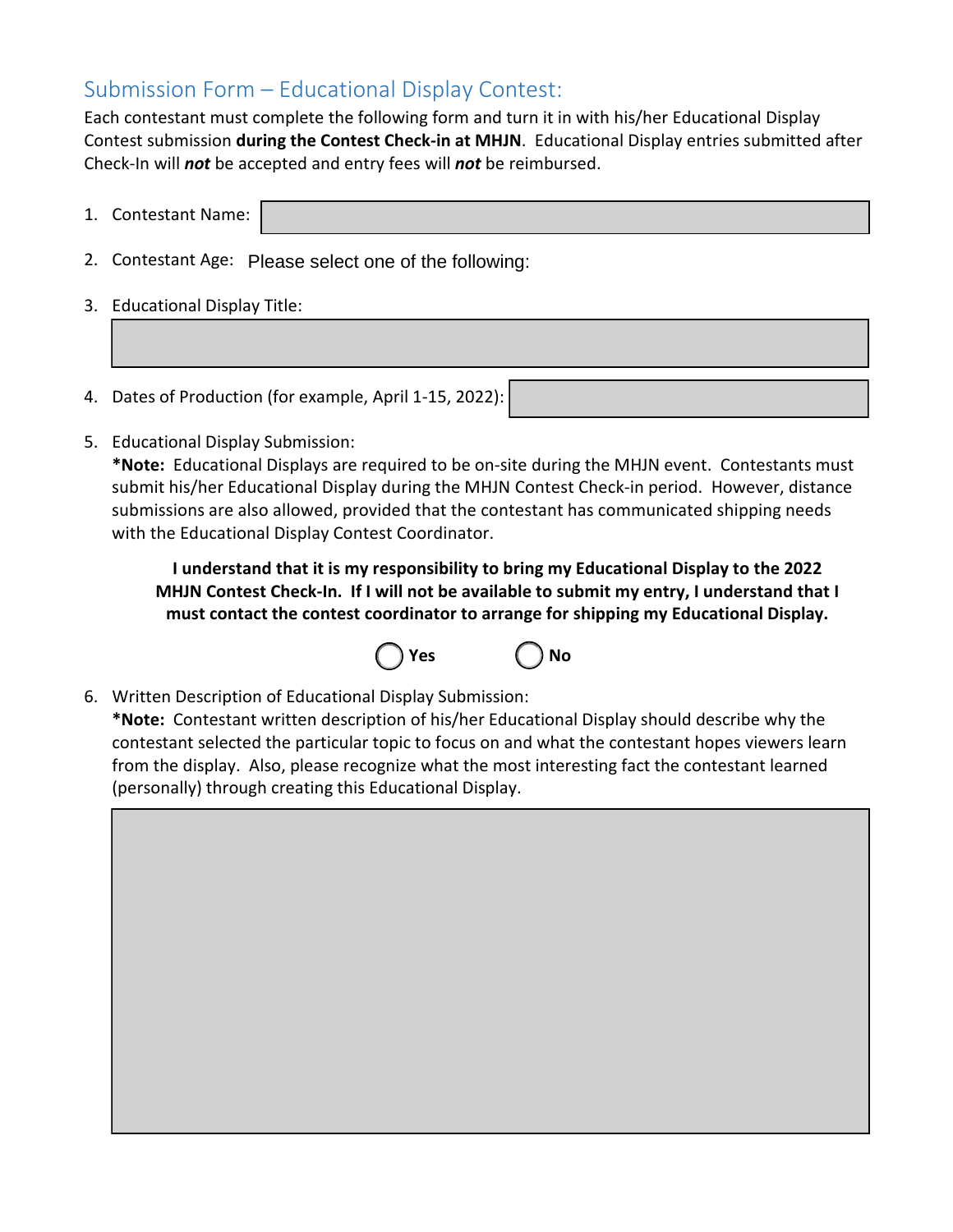## Submission Form – Educational Display Contest:

Each contestant must complete the following form and turn it in with his/her Educational Display Contest submission **during the Contest Check-in at MHJN**. Educational Display entries submitted after Check-In will ***not*** be accepted and entry fees will ***not*** be reimbursed.

1. Contestant Name:
2. Contestant Age: Please select one of the following:
3. Educational Display Title:
4. Dates of Production (for example, April 1-15, 2022):
5. Educational Display Submission:
   **\*Note:** Educational Displays are required to be on-site during the MHJN event. Contestants must submit his/her Educational Display during the MHJN Contest Check-in period. However, distance submissions are also allowed, provided that the contestant has communicated shipping needs with the Educational Display Contest Coordinator.

   **I understand that it is my responsibility to bring my Educational Display to the 2022 MHJN Contest Check-In. If I will not be available to submit my entry, I understand that I must contact the contest coordinator to arrange for shipping my Educational Display.**

   ◯ **Yes** ◯ **No**

6. Written Description of Educational Display Submission:
   **\*Note:** Contestant written description of his/her Educational Display should describe why the contestant selected the particular topic to focus on and what the contestant hopes viewers learn from the display. Also, please recognize what the most interesting fact the contestant learned (personally) through creating this Educational Display.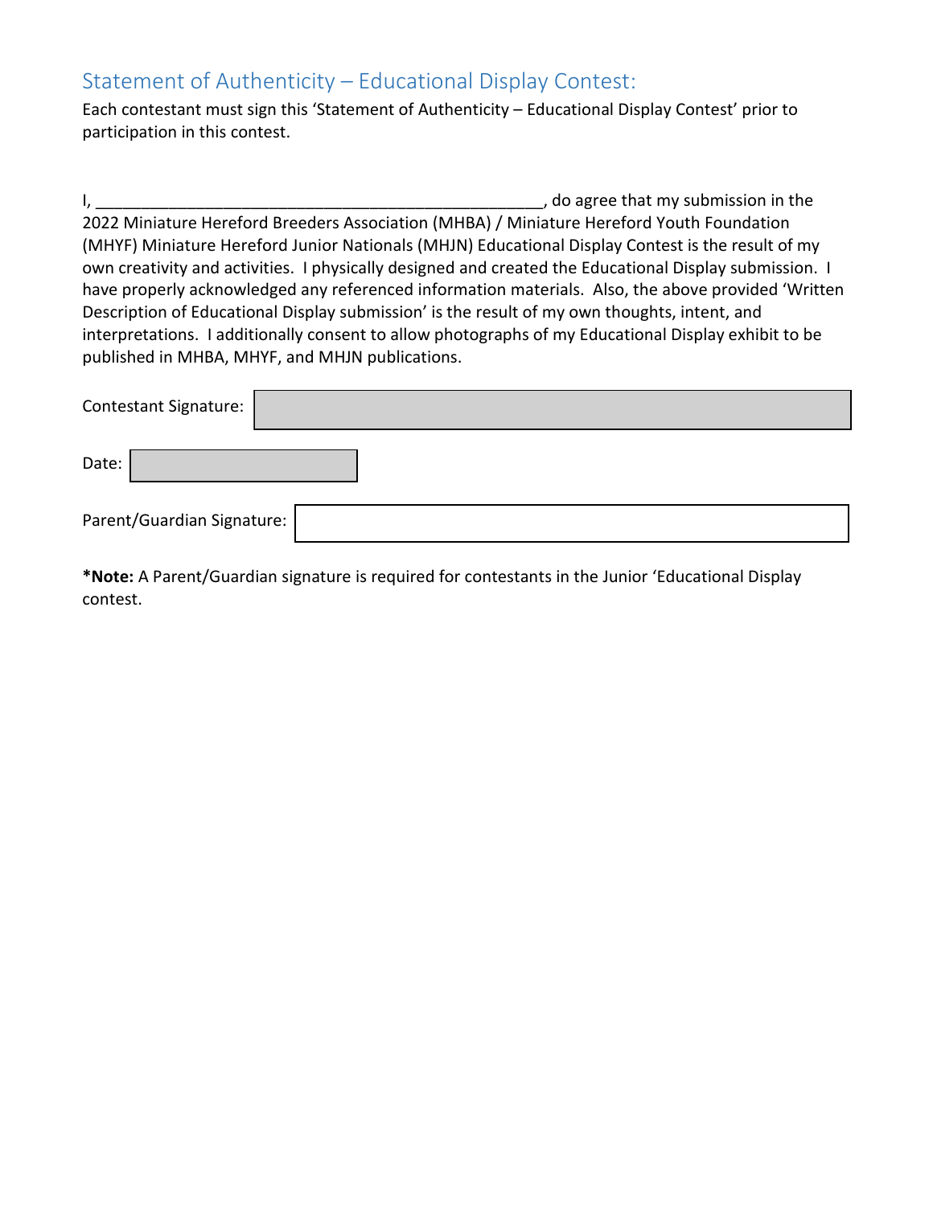## Statement of Authenticity – Educational Display Contest:

Each contestant must sign this 'Statement of Authenticity – Educational Display Contest' prior to participation in this contest.

I, ___________________________________________________, do agree that my submission in the 2022 Miniature Hereford Breeders Association (MHBA) / Miniature Hereford Youth Foundation (MHYF) Miniature Hereford Junior Nationals (MHJN) Educational Display Contest is the result of my own creativity and activities. I physically designed and created the Educational Display submission. I have properly acknowledged any referenced information materials. Also, the above provided 'Written Description of Educational Display submission' is the result of my own thoughts, intent, and interpretations. I additionally consent to allow photographs of my Educational Display exhibit to be published in MHBA, MHYF, and MHJN publications.

Contestant Signature: ____________________

Date: ____________________

Parent/Guardian Signature: ____________________

***Note:** A Parent/Guardian signature is required for contestants in the Junior 'Educational Display contest.